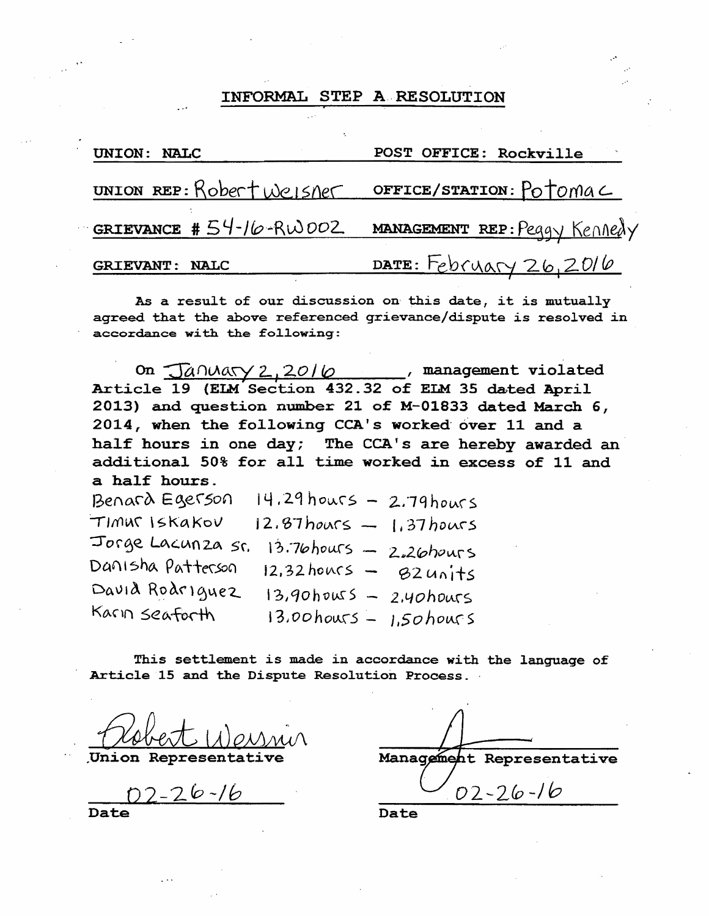# INFORMAL STEP A RESOLUTION

| | |
|---|---|
| UNION: NALC | POST OFFICE: Rockville |
| UNION REP: Robert Weisner | OFFICE/STATION: Potomac |
| GRIEVANCE # 54-16-RW002 | MANAGEMENT REP: Peggy Kennedy |
| GRIEVANT: NALC | DATE: February 26, 2016 |

As a result of our discussion on this date, it is mutually agreed that the above referenced grievance/dispute is resolved in accordance with the following:

On January 2, 2016, management violated Article 19 (ELM Section 432.32 of ELM 35 dated April 2013) and question number 21 of M-01833 dated March 6, 2014, when the following CCA's worked over 11 and a half hours in one day; The CCA's are hereby awarded an additional 50% for all time worked in excess of 11 and a half hours.

| | | |
|---|---|---|
| Benard Egerson | 14.29 hours | – 2.79 hours |
| Timur Iskakov | 12.87 hours | – 1.37 hours |
| Jorge Lacunza Sr. | 13.76 hours | – 2.26 hours |
| Danisha Patterson | 12.32 hours | – 82 units |
| David Rodriguez | 13.90 hours | – 2.40 hours |
| Karin Seaforth | 13.00 hours | – 1.50 hours |

This settlement is made in accordance with the language of Article 15 and the Dispute Resolution Process.

Robert Weisner
Union Representative

02-26-16
Date

Management Representative

02-26-16
Date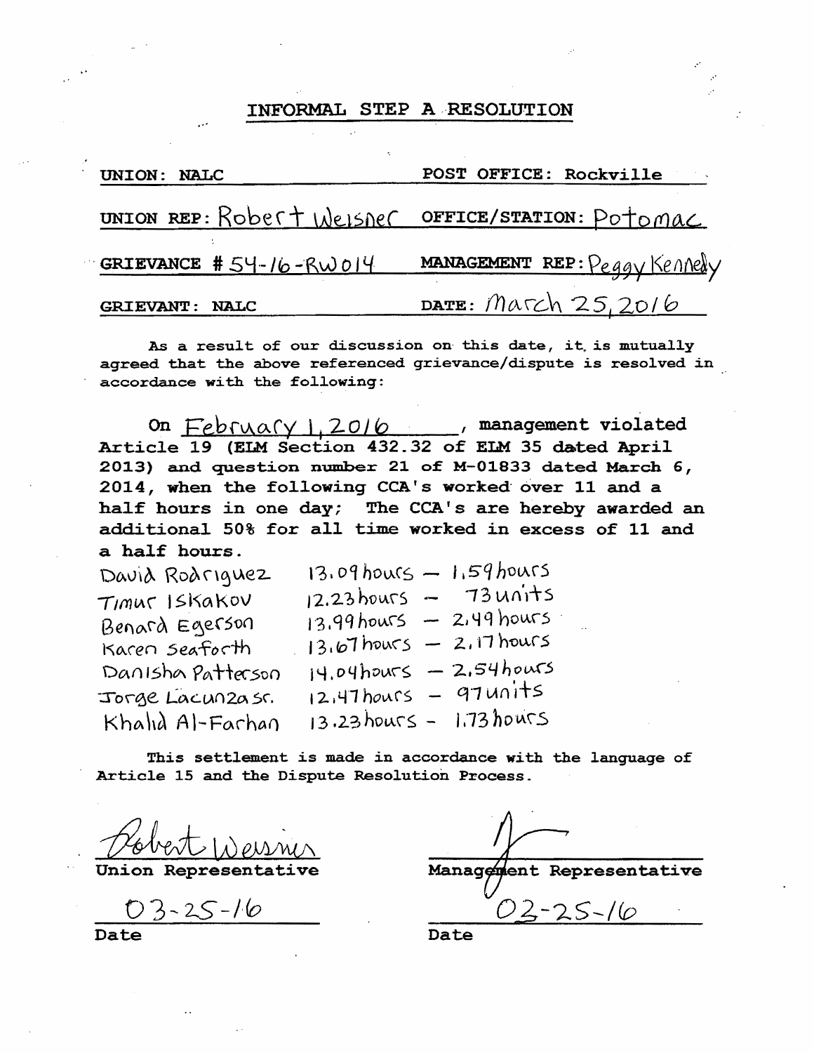# INFORMAL STEP A RESOLUTION

| | |
|---|---|
| UNION: NALC | POST OFFICE: Rockville |
| UNION REP: Robert Weisner | OFFICE/STATION: Potomac |
| GRIEVANCE # 54-16-RW014 | MANAGEMENT REP: Peggy Kennedy |
| GRIEVANT: NALC | DATE: March 25, 2016 |

As a result of our discussion on this date, it is mutually agreed that the above referenced grievance/dispute is resolved in accordance with the following:

On February 1, 2016, management violated Article 19 (ELM Section 432.32 of ELM 35 dated April 2013) and question number 21 of M-01833 dated March 6, 2014, when the following CCA's worked over 11 and a half hours in one day; The CCA's are hereby awarded an additional 50% for all time worked in excess of 11 and a half hours.

| | |
|---|---|
| David Rodriguez | 13.09 hours — 1.59 hours |
| Timur Iskakov | 12.23 hours — 73 units |
| Benard Egerson | 13.99 hours — 2.49 hours |
| Karen Seaforth | 13.67 hours — 2.17 hours |
| Danisha Patterson | 14.04 hours — 2.54 hours |
| Jorge Lacunza Sr. | 12.47 hours — 97 units |
| Khalid Al-Farhan | 13.23 hours - 1.73 hours |

This settlement is made in accordance with the language of Article 15 and the Dispute Resolution Process.

Robert Weisner

Union Representative

03-25-16

Date

Management Representative

02-25-16

Date